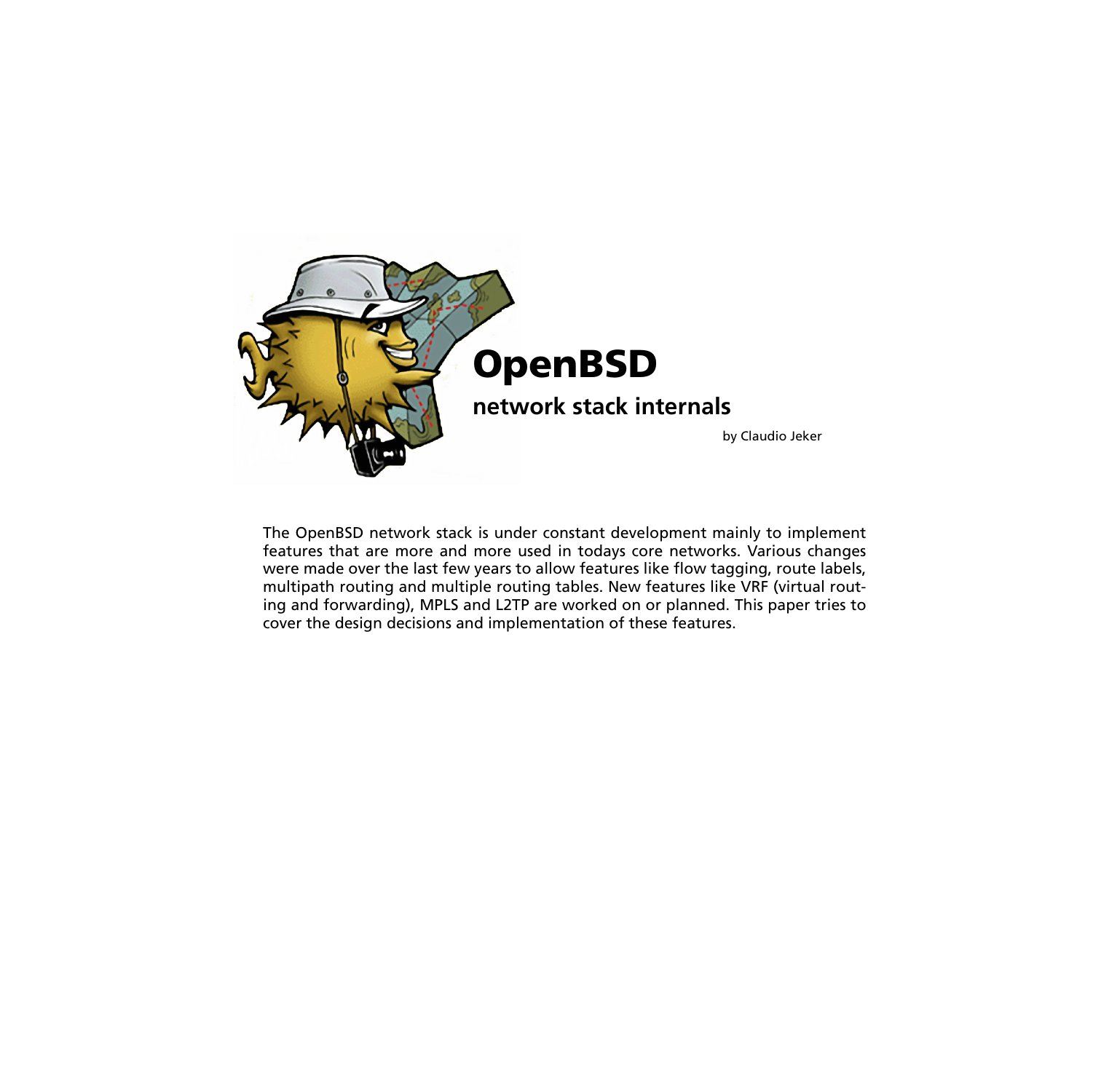# OpenBSD

## network stack internals

by Claudio Jeker

The OpenBSD network stack is under constant development mainly to implement features that are more and more used in todays core networks. Various changes were made over the last few years to allow features like flow tagging, route labels, multipath routing and multiple routing tables. New features like VRF (virtual routing and forwarding), MPLS and L2TP are worked on or planned. This paper tries to cover the design decisions and implementation of these features.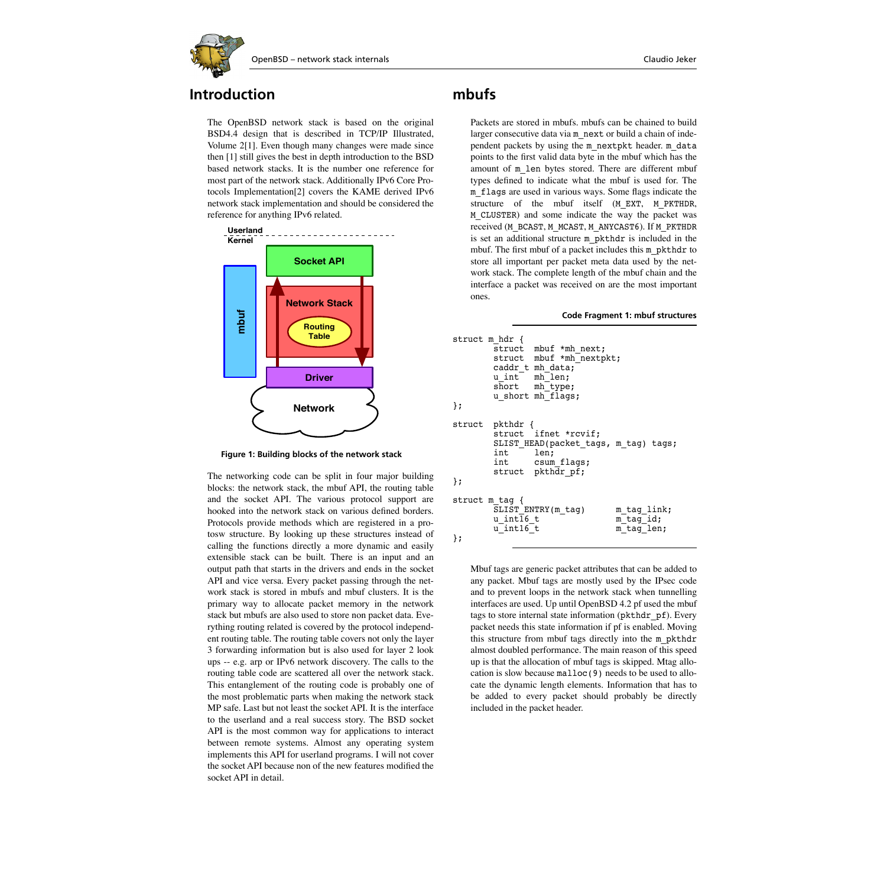## Introduction

The OpenBSD network stack is based on the original BSD4.4 design that is described in TCP/IP Illustrated, Volume 2[1]. Even though many changes were made since then [1] still gives the best in depth introduction to the BSD based network stacks. It is the number one reference for most part of the network stack. Additionally IPv6 Core Protocols Implementation[2] covers the KAME derived IPv6 network stack implementation and should be considered the reference for anything IPv6 related.

**Figure 1: Building blocks of the network stack**

The networking code can be split in four major building blocks: the network stack, the mbuf API, the routing table and the socket API. The various protocol support are hooked into the network stack on various defined borders. Protocols provide methods which are registered in a protosw structure. By looking up these structures instead of calling the functions directly a more dynamic and easily extensible stack can be built. There is an input and an output path that starts in the drivers and ends in the socket API and vice versa. Every packet passing through the network stack is stored in mbufs and mbuf clusters. It is the primary way to allocate packet memory in the network stack but mbufs are also used to store non packet data. Everything routing related is covered by the protocol independent routing table. The routing table covers not only the layer 3 forwarding information but is also used for layer 2 look ups -- e.g. arp or IPv6 network discovery. The calls to the routing table code are scattered all over the network stack. This entanglement of the routing code is probably one of the most problematic parts when making the network stack MP safe. Last but not least the socket API. It is the interface to the userland and a real success story. The BSD socket API is the most common way for applications to interact between remote systems. Almost any operating system implements this API for userland programs. I will not cover the socket API because non of the new features modified the socket API in detail.

## mbufs

Packets are stored in mbufs. mbufs can be chained to build larger consecutive data via `m_next` or build a chain of independent packets by using the `m_nextpkt` header. `m_data` points to the first valid data byte in the mbuf which has the amount of `m_len` bytes stored. There are different mbuf types defined to indicate what the mbuf is used for. The `m_flags` are used in various ways. Some flags indicate the structure of the mbuf itself (`M_EXT`, `M_PKTHDR`, `M_CLUSTER`) and some indicate the way the packet was received (`M_BCAST`, `M_MCAST`, `M_ANYCAST6`). If `M_PKTHDR` is set an additional structure `m_pkthdr` is included in the mbuf. The first mbuf of a packet includes this `m_pkthdr` to store all important per packet meta data used by the network stack. The complete length of the mbuf chain and the interface a packet was received on are the most important ones.

**Code Fragment 1: mbuf structures**

```
struct m_hdr {
        struct  mbuf *mh_next;
        struct  mbuf *mh_nextpkt;
        caddr_t mh_data;
        u_int   mh_len;
        short   mh_type;
        u_short mh_flags;
};

struct  pkthdr {
        struct  ifnet *rcvif;
        SLIST_HEAD(packet_tags, m_tag) tags;
        int     len;
        int     csum_flags;
        struct  pkthdr_pf;
};

struct m_tag {
        SLIST_ENTRY(m_tag)      m_tag_link;
        u_int16_t               m_tag_id;
        u_int16_t               m_tag_len;
};
```

Mbuf tags are generic packet attributes that can be added to any packet. Mbuf tags are mostly used by the IPsec code and to prevent loops in the network stack when tunnelling interfaces are used. Up until OpenBSD 4.2 pf used the mbuf tags to store internal state information (`pkthdr_pf`). Every packet needs this state information if pf is enabled. Moving this structure from mbuf tags directly into the `m_pkthdr` almost doubled performance. The main reason of this speed up is that the allocation of mbuf tags is skipped. Mtag allocation is slow because `malloc(9)` needs to be used to allocate the dynamic length elements. Information that has to be added to every packet should probably be directly included in the packet header.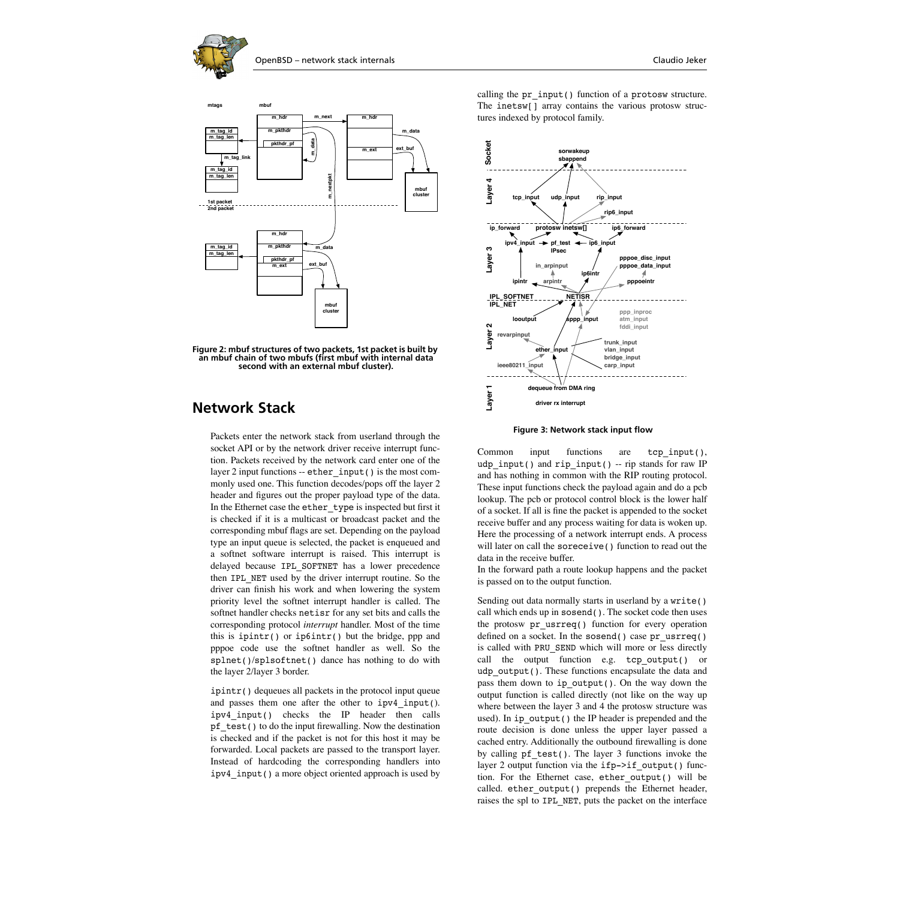Figure 2: mbuf structures of two packets, 1st packet is built by an mbuf chain of two mbufs (first mbuf with internal data second with an external mbuf cluster).

## Network Stack

Packets enter the network stack from userland through the socket API or by the network driver receive interrupt function. Packets received by the network card enter one of the layer 2 input functions -- `ether_input()` is the most commonly used one. This function decodes/pops off the layer 2 header and figures out the proper payload type of the data. In the Ethernet case the `ether_type` is inspected but first it is checked if it is a multicast or broadcast packet and the corresponding mbuf flags are set. Depending on the payload type an input queue is selected, the packet is enqueued and a softnet software interrupt is raised. This interrupt is delayed because `IPL_SOFTNET` has a lower precedence then `IPL_NET` used by the driver interrupt routine. So the driver can finish his work and when lowering the system priority level the softnet interrupt handler is called. The softnet handler checks `netisr` for any set bits and calls the corresponding protocol *interrupt* handler. Most of the time this is `ipintr()` or `ip6intr()` but the bridge, ppp and pppoe code use the softnet handler as well. So the `splnet()`/`splsoftnet()` dance has nothing to do with the layer 2/layer 3 border.

`ipintr()` dequeues all packets in the protocol input queue and passes them one after the other to `ipv4_input()`. `ipv4_input()` checks the IP header then calls `pf_test()` to do the input firewalling. Now the destination is checked and if the packet is not for this host it may be forwarded. Local packets are passed to the transport layer. Instead of hardcoding the corresponding handlers into `ipv4_input()` a more object oriented approach is used by calling the `pr_input()` function of a `protosw` structure. The `inetsw[]` array contains the various protosw structures indexed by protocol family.

Figure 3: Network stack input flow

Common input functions are `tcp_input()`, `udp_input()` and `rip_input()` -- rip stands for raw IP and has nothing in common with the RIP routing protocol. These input functions check the payload again and do a pcb lookup. The pcb or protocol control block is the lower half of a socket. If all is fine the packet is appended to the socket receive buffer and any process waiting for data is woken up. Here the processing of a network interrupt ends. A process will later on call the `soreceive()` function to read out the data in the receive buffer.
In the forward path a route lookup happens and the packet is passed on to the output function.

Sending out data normally starts in userland by a `write()` call which ends up in `sosend()`. The socket code then uses the protosw `pr_usrreq()` function for every operation defined on a socket. In the `sosend()` case `pr_usrreq()` is called with `PRU_SEND` which will more or less directly call the output function e.g. `tcp_output()` or `udp_output()`. These functions encapsulate the data and pass them down to `ip_output()`. On the way down the output function is called directly (not like on the way up where between the layer 3 and 4 the protosw structure was used). In `ip_output()` the IP header is prepended and the route decision is done unless the upper layer passed a cached entry. Additionally the outbound firewalling is done by calling `pf_test()`. The layer 3 functions invoke the layer 2 output function via the `ifp->if_output()` function. For the Ethernet case, `ether_output()` will be called. `ether_output()` prepends the Ethernet header, raises the spl to `IPL_NET`, puts the packet on the interface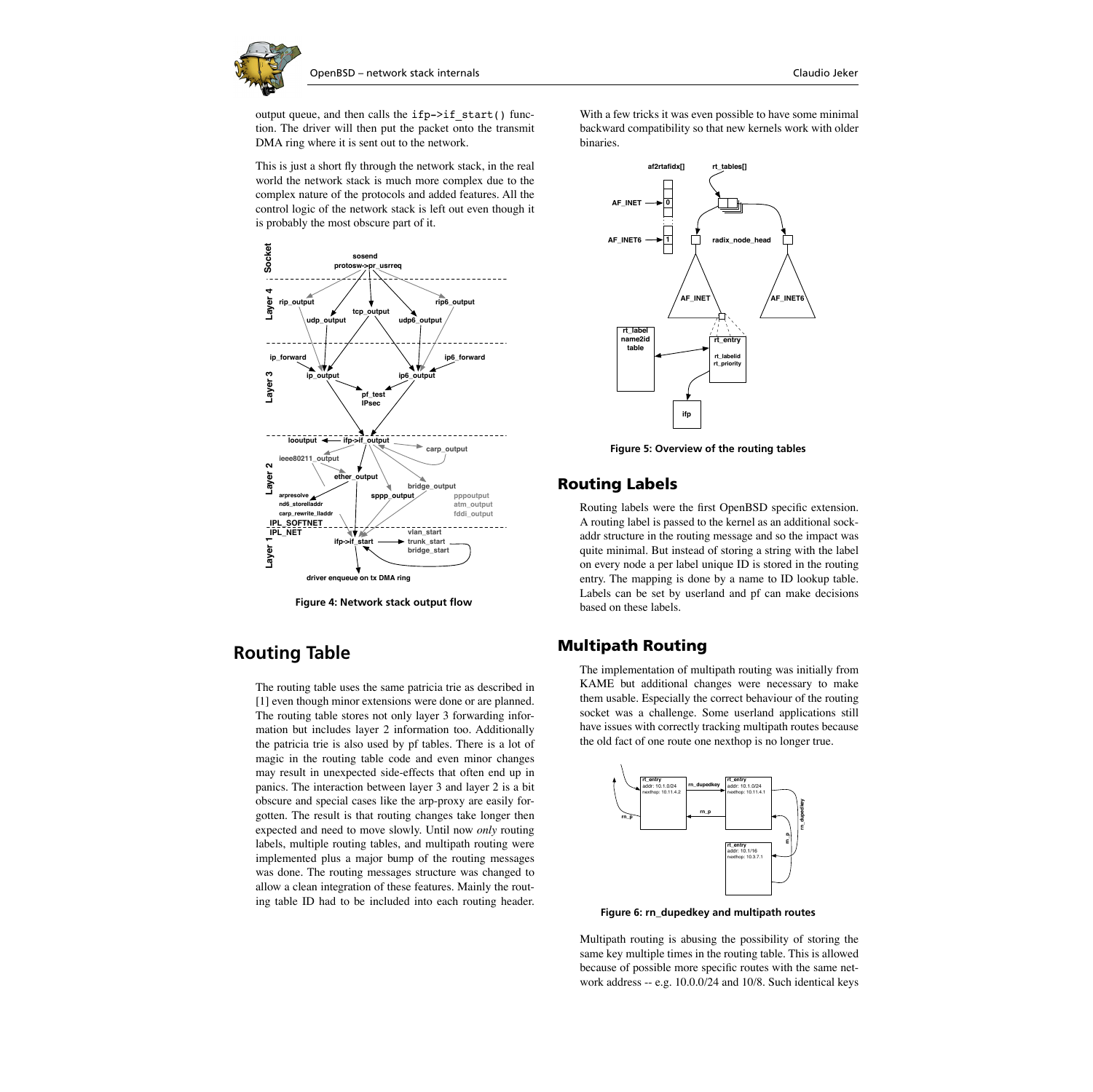output queue, and then calls the `ifp->if_start()` function. The driver will then put the packet onto the transmit DMA ring where it is sent out to the network.

This is just a short fly through the network stack, in the real world the network stack is much more complex due to the complex nature of the protocols and added features. All the control logic of the network stack is left out even though it is probably the most obscure part of it.

**Figure 4: Network stack output flow**

## Routing Table

The routing table uses the same patricia trie as described in [1] even though minor extensions were done or are planned. The routing table stores not only layer 3 forwarding information but includes layer 2 information too. Additionally the patricia trie is also used by pf tables. There is a lot of magic in the routing table code and even minor changes may result in unexpected side-effects that often end up in panics. The interaction between layer 3 and layer 2 is a bit obscure and special cases like the arp-proxy are easily forgotten. The result is that routing changes take longer then expected and need to move slowly. Until now *only* routing labels, multiple routing tables, and multipath routing were implemented plus a major bump of the routing messages was done. The routing messages structure was changed to allow a clean integration of these features. Mainly the routing table ID had to be included into each routing header. With a few tricks it was even possible to have some minimal backward compatibility so that new kernels work with older binaries.

**Figure 5: Overview of the routing tables**

## Routing Labels

Routing labels were the first OpenBSD specific extension. A routing label is passed to the kernel as an additional sockaddr structure in the routing message and so the impact was quite minimal. But instead of storing a string with the label on every node a per label unique ID is stored in the routing entry. The mapping is done by a name to ID lookup table. Labels can be set by userland and pf can make decisions based on these labels.

## Multipath Routing

The implementation of multipath routing was initially from KAME but additional changes were necessary to make them usable. Especially the correct behaviour of the routing socket was a challenge. Some userland applications still have issues with correctly tracking multipath routes because the old fact of one route one nexthop is no longer true.

**Figure 6: rn_dupedkey and multipath routes**

Multipath routing is abusing the possibility of storing the same key multiple times in the routing table. This is allowed because of possible more specific routes with the same network address -- e.g. 10.0.0/24 and 10/8. Such identical keys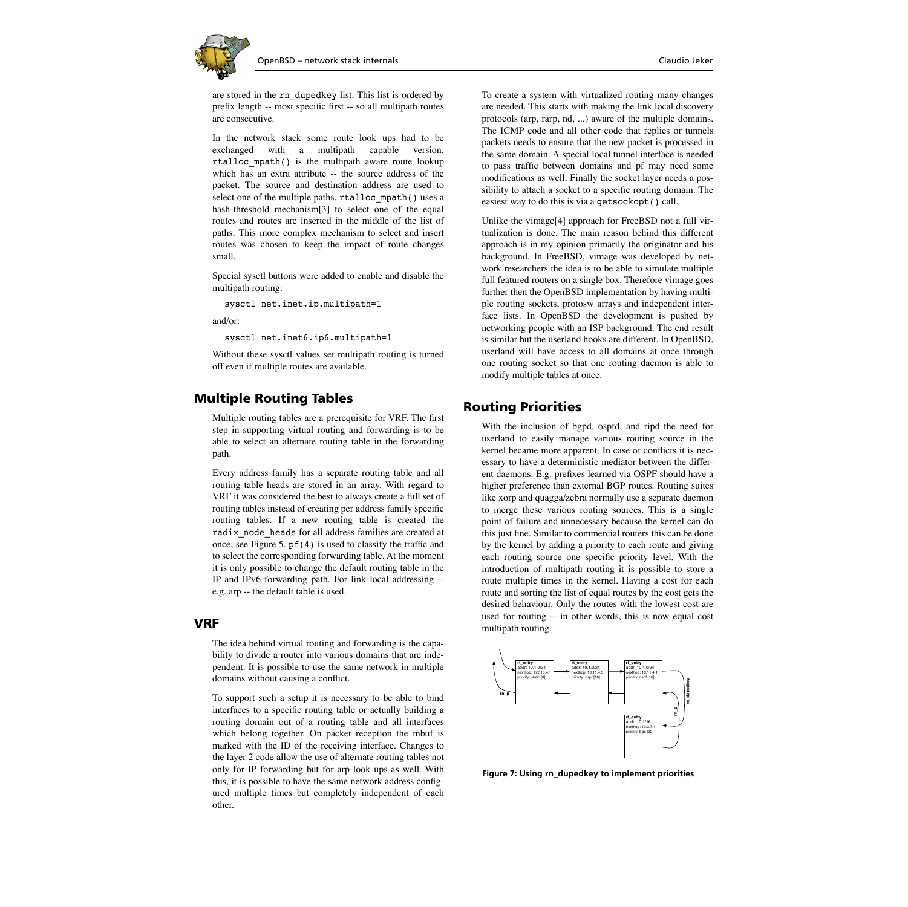are stored in the rn_dupedkey list. This list is ordered by prefix length -- most specific first -- so all multipath routes are consecutive.

In the network stack some route look ups had to be exchanged with a multipath capable version. rtalloc_mpath() is the multipath aware route lookup which has an extra attribute -- the source address of the packet. The source and destination address are used to select one of the multiple paths. rtalloc_mpath() uses a hash-threshold mechanism[3] to select one of the equal routes and routes are inserted in the middle of the list of paths. This more complex mechanism to select and insert routes was chosen to keep the impact of route changes small.

Special sysctl buttons were added to enable and disable the multipath routing:

```
sysctl net.inet.ip.multipath=1
```

and/or:

```
sysctl net.inet6.ip6.multipath=1
```

Without these sysctl values set multipath routing is turned off even if multiple routes are available.

## Multiple Routing Tables

Multiple routing tables are a prerequisite for VRF. The first step in supporting virtual routing and forwarding is to be able to select an alternate routing table in the forwarding path.

Every address family has a separate routing table and all routing table heads are stored in an array. With regard to VRF it was considered the best to always create a full set of routing tables instead of creating per address family specific routing tables. If a new routing table is created the radix_node_heads for all address families are created at once, see Figure 5. pf(4) is used to classify the traffic and to select the corresponding forwarding table. At the moment it is only possible to change the default routing table in the IP and IPv6 forwarding path. For link local addressing -- e.g. arp -- the default table is used.

## VRF

The idea behind virtual routing and forwarding is the capability to divide a router into various domains that are independent. It is possible to use the same network in multiple domains without causing a conflict.

To support such a setup it is necessary to be able to bind interfaces to a specific routing table or actually building a routing domain out of a routing table and all interfaces which belong together. On packet reception the mbuf is marked with the ID of the receiving interface. Changes to the layer 2 code allow the use of alternate routing tables not only for IP forwarding but for arp look ups as well. With this, it is possible to have the same network address configured multiple times but completely independent of each other.

To create a system with virtualized routing many changes are needed. This starts with making the link local discovery protocols (arp, rarp, nd, ...) aware of the multiple domains. The ICMP code and all other code that replies or tunnels packets needs to ensure that the new packet is processed in the same domain. A special local tunnel interface is needed to pass traffic between domains and pf may need some modifications as well. Finally the socket layer needs a possibility to attach a socket to a specific routing domain. The easiest way to do this is via a getsockopt() call.

Unlike the vimage[4] approach for FreeBSD not a full virtualization is done. The main reason behind this different approach is in my opinion primarily the originator and his background. In FreeBSD, vimage was developed by network researchers the idea is to be able to simulate multiple full featured routers on a single box. Therefore vimage goes further then the OpenBSD implementation by having multiple routing sockets, protosw arrays and independent interface lists. In OpenBSD the development is pushed by networking people with an ISP background. The end result is similar but the userland hooks are different. In OpenBSD, userland will have access to all domains at once through one routing socket so that one routing daemon is able to modify multiple tables at once.

## Routing Priorities

With the inclusion of bgpd, ospfd, and ripd the need for userland to easily manage various routing source in the kernel became more apparent. In case of conflicts it is necessary to have a deterministic mediator between the different daemons. E.g. prefixes learned via OSPF should have a higher preference than external BGP routes. Routing suites like xorp and quagga/zebra normally use a separate daemon to merge these various routing sources. This is a single point of failure and unnecessary because the kernel can do this just fine. Similar to commercial routers this can be done by the kernel by adding a priority to each route and giving each routing source one specific priority level. With the introduction of multipath routing it is possible to store a route multiple times in the kernel. Having a cost for each route and sorting the list of equal routes by the cost gets the desired behaviour. Only the routes with the lowest cost are used for routing -- in other words, this is now equal cost multipath routing.

**Figure 7: Using rn_dupedkey to implement priorities**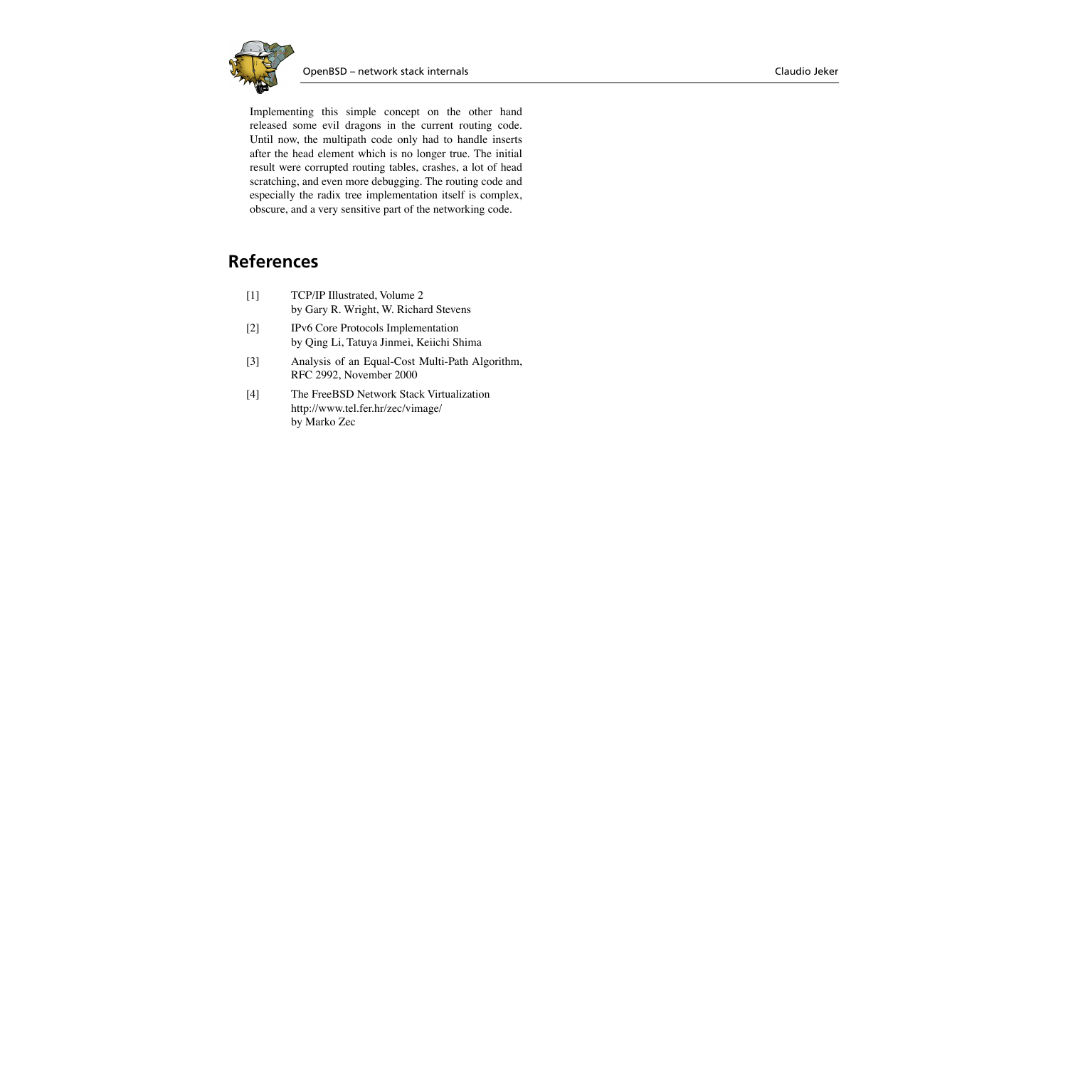Implementing this simple concept on the other hand released some evil dragons in the current routing code. Until now, the multipath code only had to handle inserts after the head element which is no longer true. The initial result were corrupted routing tables, crashes, a lot of head scratching, and even more debugging. The routing code and especially the radix tree implementation itself is complex, obscure, and a very sensitive part of the networking code.

## References

[1] TCP/IP Illustrated, Volume 2
by Gary R. Wright, W. Richard Stevens

[2] IPv6 Core Protocols Implementation
by Qing Li, Tatuya Jinmei, Keiichi Shima

[3] Analysis of an Equal-Cost Multi-Path Algorithm, RFC 2992, November 2000

[4] The FreeBSD Network Stack Virtualization
http://www.tel.fer.hr/zec/vimage/
by Marko Zec